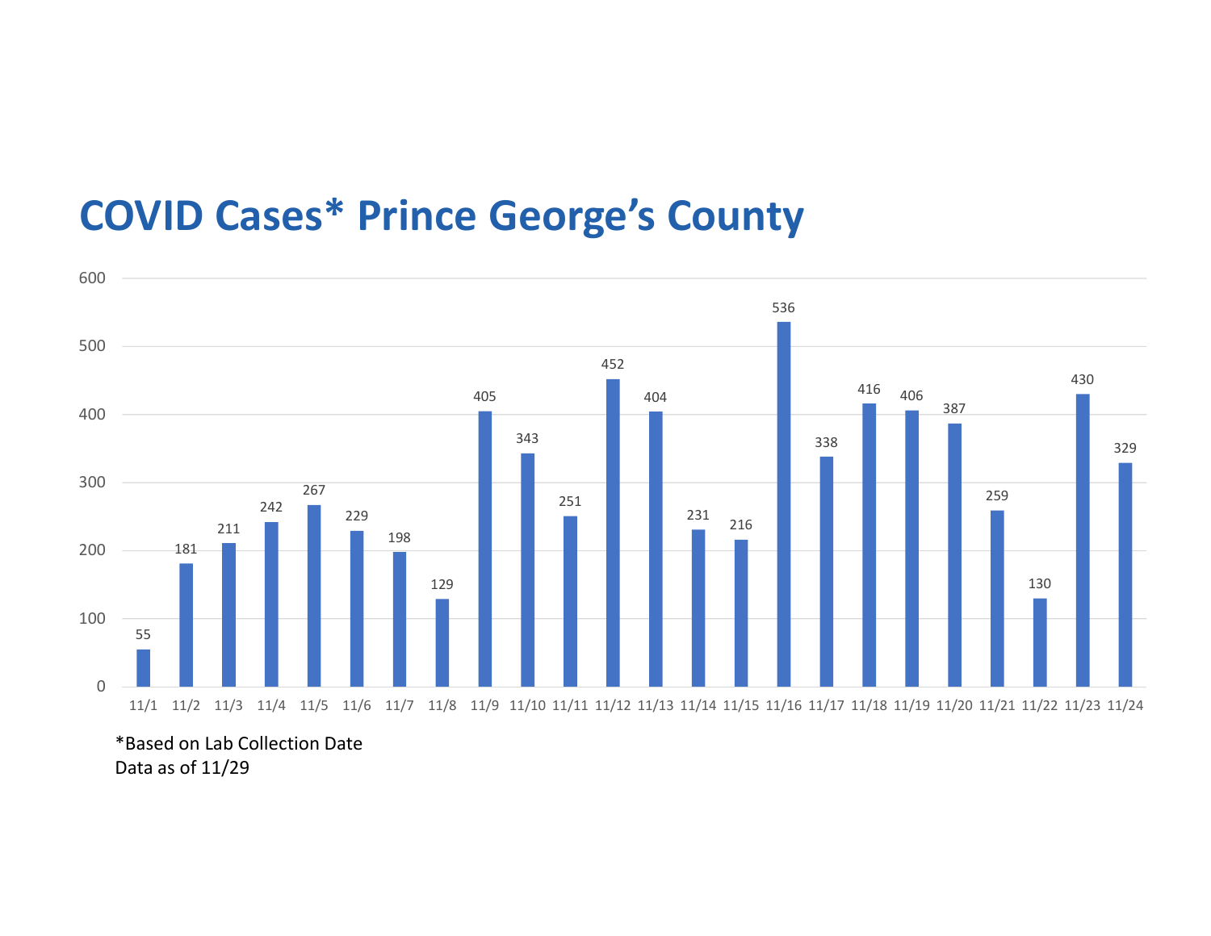# COVID Cases* Prince George's County

| Date | Cases |
|---|---|
| 11/1 | 55 |
| 11/2 | 181 |
| 11/3 | 211 |
| 11/4 | 242 |
| 11/5 | 267 |
| 11/6 | 229 |
| 11/7 | 198 |
| 11/8 | 129 |
| 11/9 | 405 |
| 11/10 | 343 |
| 11/11 | 251 |
| 11/12 | 452 |
| 11/13 | 404 |
| 11/14 | 231 |
| 11/15 | 216 |
| 11/16 | 536 |
| 11/17 | 338 |
| 11/18 | 416 |
| 11/19 | 406 |
| 11/20 | 387 |
| 11/21 | 259 |
| 11/22 | 130 |
| 11/23 | 430 |
| 11/24 | 329 |

*Based on Lab Collection Date
Data as of 11/29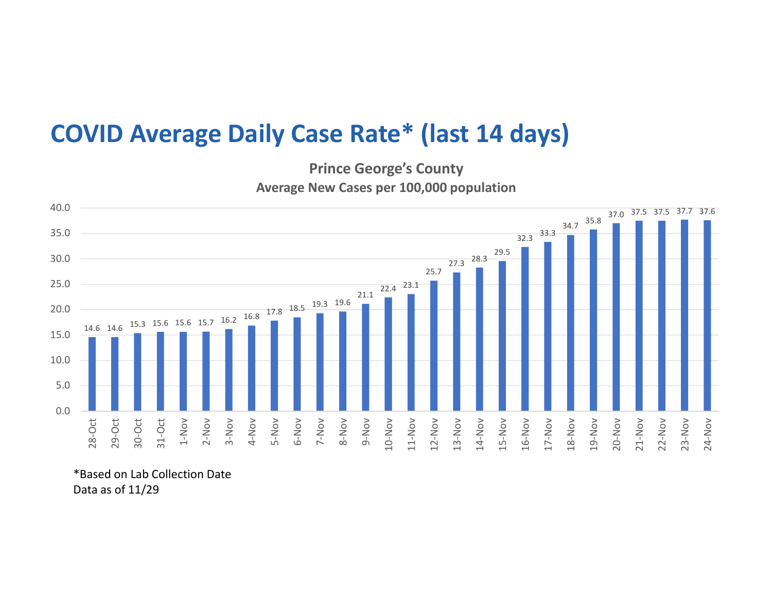# COVID Average Daily Case Rate* (last 14 days)

**Prince George's County**
**Average New Cases per 100,000 population**

| Date | Rate |
|---|---|
| 28-Oct | 14.6 |
| 29-Oct | 14.6 |
| 30-Oct | 15.3 |
| 31-Oct | 15.6 |
| 1-Nov | 15.6 |
| 2-Nov | 15.7 |
| 3-Nov | 16.2 |
| 4-Nov | 16.8 |
| 5-Nov | 17.8 |
| 6-Nov | 18.5 |
| 7-Nov | 19.3 |
| 8-Nov | 19.6 |
| 9-Nov | 21.1 |
| 10-Nov | 22.4 |
| 11-Nov | 23.1 |
| 12-Nov | 25.7 |
| 13-Nov | 27.3 |
| 14-Nov | 28.3 |
| 15-Nov | 29.5 |
| 16-Nov | 32.3 |
| 17-Nov | 33.3 |
| 18-Nov | 34.7 |
| 19-Nov | 35.8 |
| 20-Nov | 37.0 |
| 21-Nov | 37.5 |
| 22-Nov | 37.5 |
| 23-Nov | 37.7 |
| 24-Nov | 37.6 |

*Based on Lab Collection Date
Data as of 11/29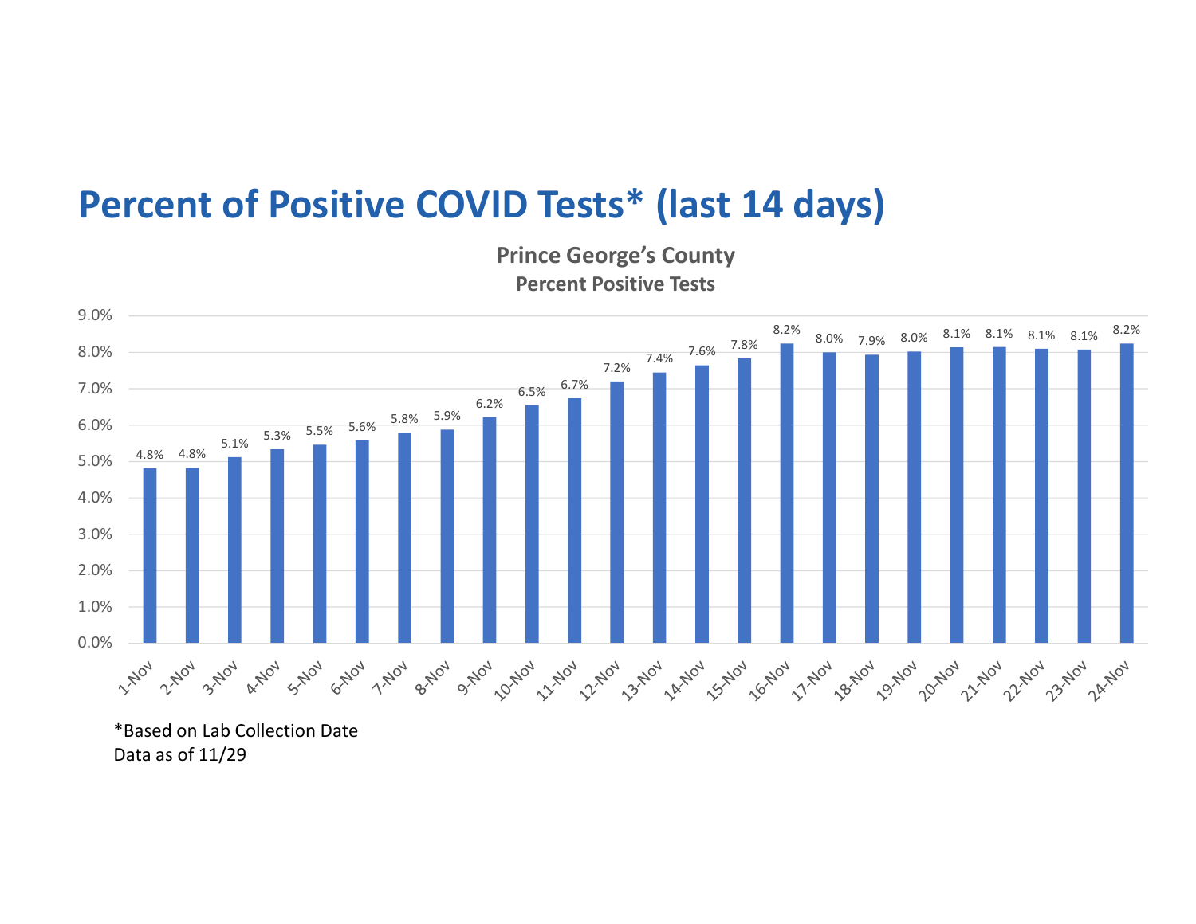# Percent of Positive COVID Tests* (last 14 days)

Prince George's County
Percent Positive Tests

9.0%
8.0%
7.0%
6.0%
5.0%
4.0%
3.0%
2.0%
1.0%
0.0%

4.8% 4.8% 5.1% 5.3% 5.5% 5.6% 5.8% 5.9% 6.2% 6.5% 6.7% 7.2% 7.4% 7.6% 7.8% 8.2% 8.0% 7.9% 8.0% 8.1% 8.1% 8.1% 8.1% 8.2%

1-Nov 2-Nov 3-Nov 4-Nov 5-Nov 6-Nov 7-Nov 8-Nov 9-Nov 10-Nov 11-Nov 12-Nov 13-Nov 14-Nov 15-Nov 16-Nov 17-Nov 18-Nov 19-Nov 20-Nov 21-Nov 22-Nov 23-Nov 24-Nov

*Based on Lab Collection Date
Data as of 11/29